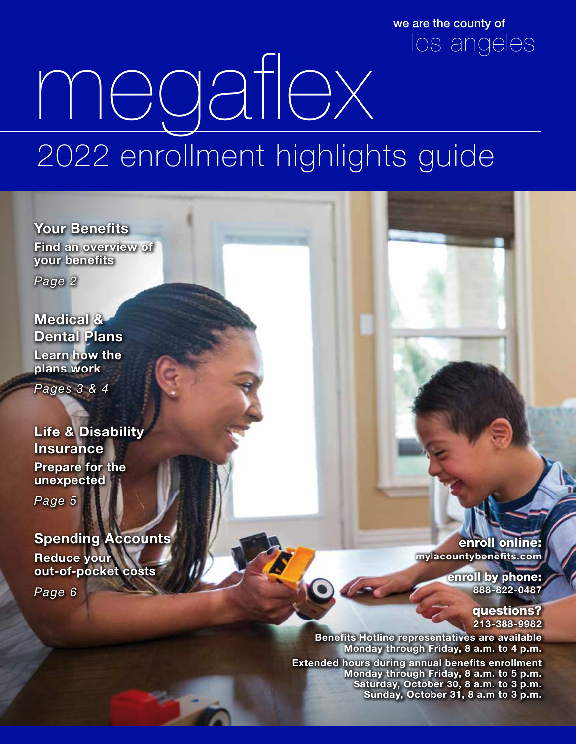we are the county of
los angeles

# megaflex

## 2022 enrollment highlights guide

### Your Benefits

**Find an overview of your benefits**

*Page 2*

### Medical & Dental Plans

**Learn how the plans work**

*Pages 3 & 4*

### Life & Disability Insurance

**Prepare for the unexpected**

*Page 5*

### Spending Accounts

**Reduce your out-of-pocket costs**

*Page 6*

**enroll online:**
**mylacountybenefits.com**

**enroll by phone:**
**888-822-0487**

**questions?**
**213-388-9982**

**Benefits Hotline representatives are available Monday through Friday, 8 a.m. to 4 p.m.**

**Extended hours during annual benefits enrollment**
**Monday through Friday, 8 a.m. to 5 p.m.**
**Saturday, October 30, 8 a.m. to 3 p.m.**
**Sunday, October 31, 8 a.m to 3 p.m.**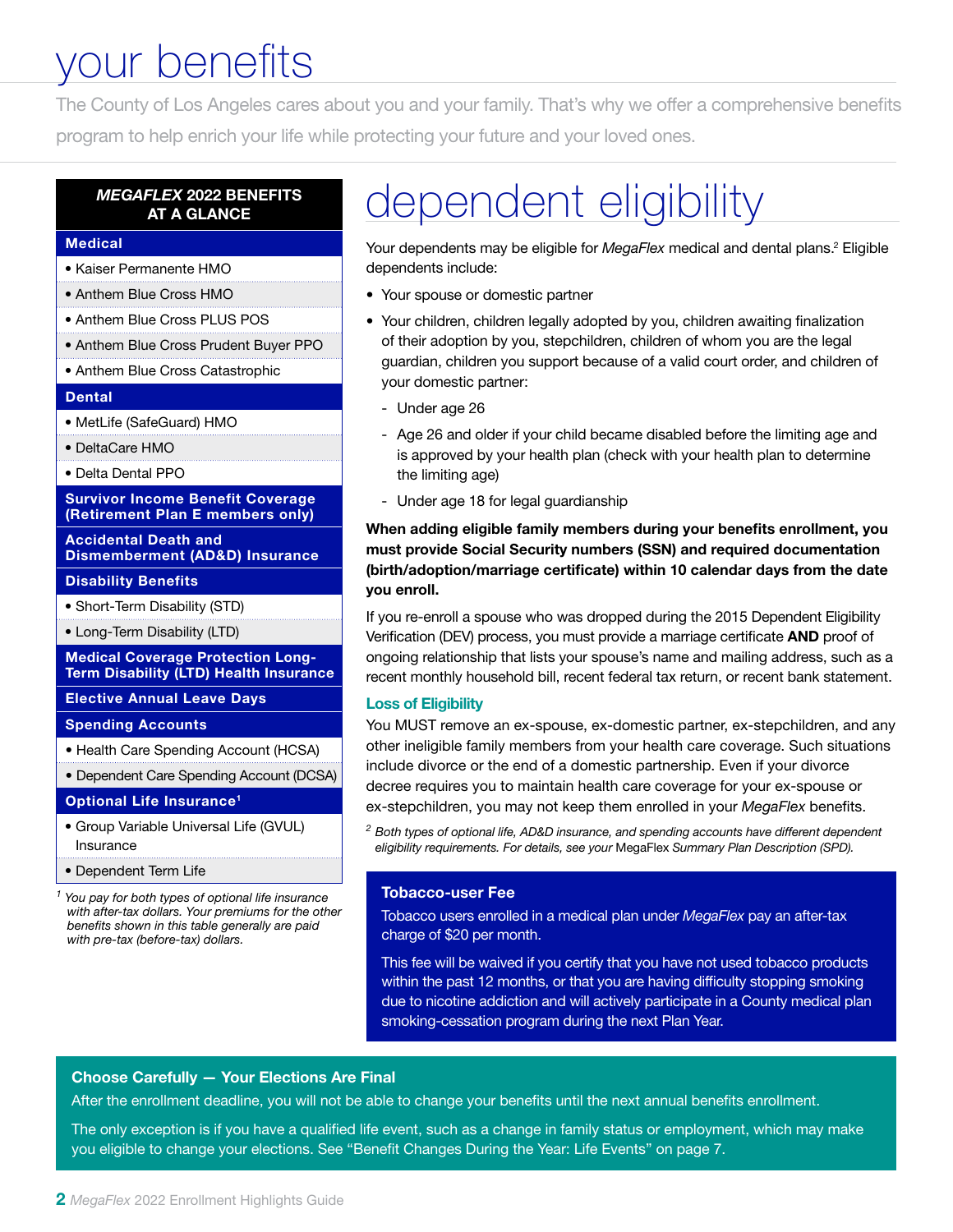# your benefits

The County of Los Angeles cares about you and your family. That's why we offer a comprehensive benefits program to help enrich your life while protecting your future and your loved ones.

| ***MEGAFLEX* 2022 BENEFITS AT A GLANCE** |
|---|
| **Medical** |
| • Kaiser Permanente HMO |
| • Anthem Blue Cross HMO |
| • Anthem Blue Cross PLUS POS |
| • Anthem Blue Cross Prudent Buyer PPO |
| • Anthem Blue Cross Catastrophic |
| **Dental** |
| • MetLife (SafeGuard) HMO |
| • DeltaCare HMO |
| • Delta Dental PPO |
| **Survivor Income Benefit Coverage (Retirement Plan E members only)** |
| **Accidental Death and Dismemberment (AD&D) Insurance** |
| **Disability Benefits** |
| • Short-Term Disability (STD) |
| • Long-Term Disability (LTD) |
| **Medical Coverage Protection Long-Term Disability (LTD) Health Insurance** |
| **Elective Annual Leave Days** |
| **Spending Accounts** |
| • Health Care Spending Account (HCSA) |
| • Dependent Care Spending Account (DCSA) |
| **Optional Life Insurance[1]** |
| • Group Variable Universal Life (GVUL) Insurance |
| • Dependent Term Life |

*[1] You pay for both types of optional life insurance with after-tax dollars. Your premiums for the other benefits shown in this table generally are paid with pre-tax (before-tax) dollars.*

# dependent eligibility

Your dependents may be eligible for *MegaFlex* medical and dental plans.[2] Eligible dependents include:

- Your spouse or domestic partner
- Your children, children legally adopted by you, children awaiting finalization of their adoption by you, stepchildren, children of whom you are the legal guardian, children you support because of a valid court order, and children of your domestic partner:
  - Under age 26
  - Age 26 and older if your child became disabled before the limiting age and is approved by your health plan (check with your health plan to determine the limiting age)
  - Under age 18 for legal guardianship

**When adding eligible family members during your benefits enrollment, you must provide Social Security numbers (SSN) and required documentation (birth/adoption/marriage certificate) within 10 calendar days from the date you enroll.**

If you re-enroll a spouse who was dropped during the 2015 Dependent Eligibility Verification (DEV) process, you must provide a marriage certificate **AND** proof of ongoing relationship that lists your spouse's name and mailing address, such as a recent monthly household bill, recent federal tax return, or recent bank statement.

### Loss of Eligibility

You MUST remove an ex-spouse, ex-domestic partner, ex-stepchildren, and any other ineligible family members from your health care coverage. Such situations include divorce or the end of a domestic partnership. Even if your divorce decree requires you to maintain health care coverage for your ex-spouse or ex-stepchildren, you may not keep them enrolled in your *MegaFlex* benefits.

*[2] Both types of optional life, AD&D insurance, and spending accounts have different dependent eligibility requirements. For details, see your* MegaFlex *Summary Plan Description (SPD).*

### Tobacco-user Fee

Tobacco users enrolled in a medical plan under *MegaFlex* pay an after-tax charge of $20 per month.

This fee will be waived if you certify that you have not used tobacco products within the past 12 months, or that you are having difficulty stopping smoking due to nicotine addiction and will actively participate in a County medical plan smoking-cessation program during the next Plan Year.

### Choose Carefully — Your Elections Are Final

After the enrollment deadline, you will not be able to change your benefits until the next annual benefits enrollment.

The only exception is if you have a qualified life event, such as a change in family status or employment, which may make you eligible to change your elections. See "Benefit Changes During the Year: Life Events" on page 7.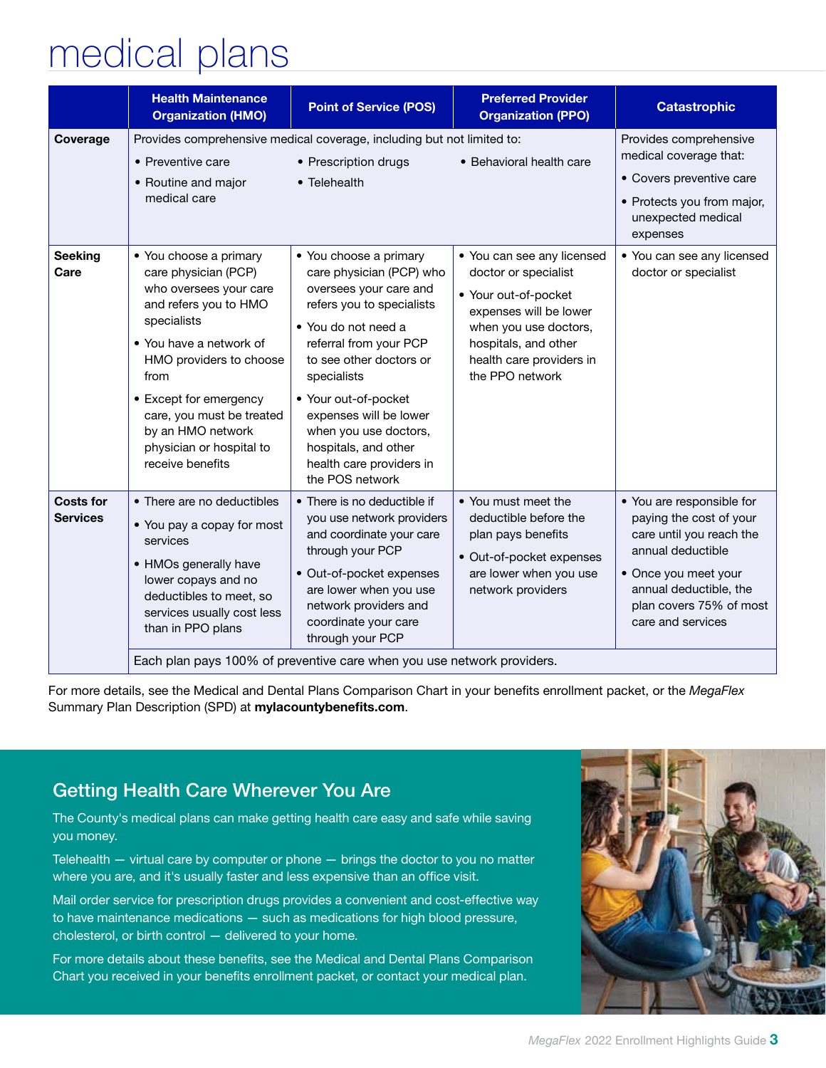# medical plans

| | Health Maintenance Organization (HMO) | Point of Service (POS) | Preferred Provider Organization (PPO) | Catastrophic |
|---|---|---|---|---|
| **Coverage** | Provides comprehensive medical coverage, including but not limited to:<br>• Preventive care<br>• Routine and major medical care | • Prescription drugs<br>• Telehealth | • Behavioral health care | Provides comprehensive medical coverage that:<br>• Covers preventive care<br>• Protects you from major, unexpected medical expenses |
| **Seeking Care** | • You choose a primary care physician (PCP) who oversees your care and refers you to HMO specialists<br>• You have a network of HMO providers to choose from<br>• Except for emergency care, you must be treated by an HMO network physician or hospital to receive benefits | • You choose a primary care physician (PCP) who oversees your care and refers you to specialists<br>• You do not need a referral from your PCP to see other doctors or specialists<br>• Your out-of-pocket expenses will be lower when you use doctors, hospitals, and other health care providers in the POS network | • You can see any licensed doctor or specialist<br>• Your out-of-pocket expenses will be lower when you use doctors, hospitals, and other health care providers in the PPO network | • You can see any licensed doctor or specialist |
| **Costs for Services** | • There are no deductibles<br>• You pay a copay for most services<br>• HMOs generally have lower copays and no deductibles to meet, so services usually cost less than in PPO plans | • There is no deductible if you use network providers and coordinate your care through your PCP<br>• Out-of-pocket expenses are lower when you use network providers and coordinate your care through your PCP | • You must meet the deductible before the plan pays benefits<br>• Out-of-pocket expenses are lower when you use network providers | • You are responsible for paying the cost of your care until you reach the annual deductible<br>• Once you meet your annual deductible, the plan covers 75% of most care and services |
| | Each plan pays 100% of preventive care when you use network providers. | | | |

For more details, see the Medical and Dental Plans Comparison Chart in your benefits enrollment packet, or the *MegaFlex* Summary Plan Description (SPD) at **mylacountybenefits.com**.

## Getting Health Care Wherever You Are

The County's medical plans can make getting health care easy and safe while saving you money.

Telehealth — virtual care by computer or phone — brings the doctor to you no matter where you are, and it's usually faster and less expensive than an office visit.

Mail order service for prescription drugs provides a convenient and cost-effective way to have maintenance medications — such as medications for high blood pressure, cholesterol, or birth control — delivered to your home.

For more details about these benefits, see the Medical and Dental Plans Comparison Chart you received in your benefits enrollment packet, or contact your medical plan.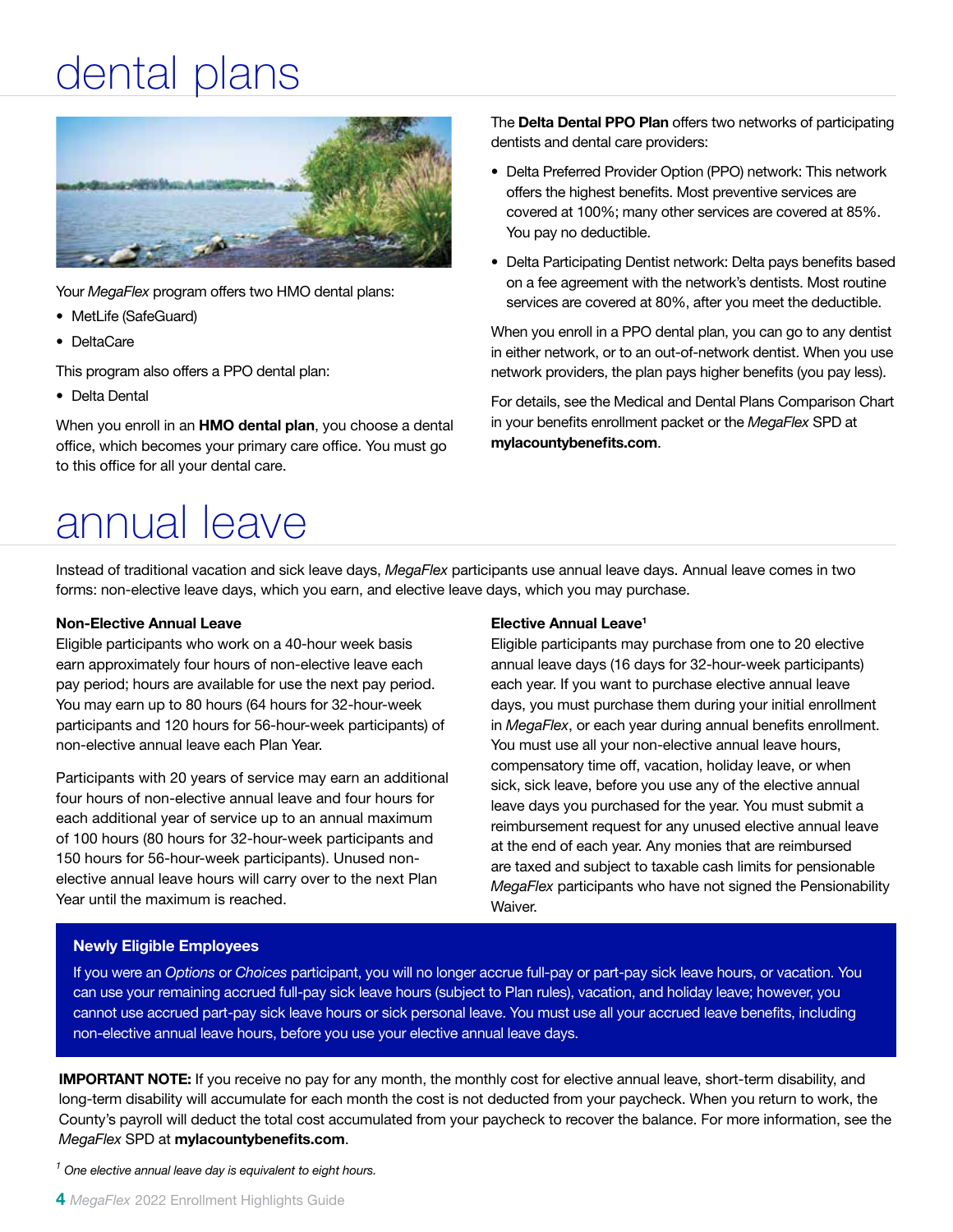# dental plans

Your *MegaFlex* program offers two HMO dental plans:

- MetLife (SafeGuard)
- DeltaCare

This program also offers a PPO dental plan:

- Delta Dental

When you enroll in an **HMO dental plan**, you choose a dental office, which becomes your primary care office. You must go to this office for all your dental care.

The **Delta Dental PPO Plan** offers two networks of participating dentists and dental care providers:

- Delta Preferred Provider Option (PPO) network: This network offers the highest benefits. Most preventive services are covered at 100%; many other services are covered at 85%. You pay no deductible.
- Delta Participating Dentist network: Delta pays benefits based on a fee agreement with the network's dentists. Most routine services are covered at 80%, after you meet the deductible.

When you enroll in a PPO dental plan, you can go to any dentist in either network, or to an out-of-network dentist. When you use network providers, the plan pays higher benefits (you pay less).

For details, see the Medical and Dental Plans Comparison Chart in your benefits enrollment packet or the *MegaFlex* SPD at **mylacountybenefits.com**.

# annual leave

Instead of traditional vacation and sick leave days, *MegaFlex* participants use annual leave days. Annual leave comes in two forms: non-elective leave days, which you earn, and elective leave days, which you may purchase.

### Non-Elective Annual Leave

Eligible participants who work on a 40-hour week basis earn approximately four hours of non-elective leave each pay period; hours are available for use the next pay period. You may earn up to 80 hours (64 hours for 32-hour-week participants and 120 hours for 56-hour-week participants) of non-elective annual leave each Plan Year.

Participants with 20 years of service may earn an additional four hours of non-elective annual leave and four hours for each additional year of service up to an annual maximum of 100 hours (80 hours for 32-hour-week participants and 150 hours for 56-hour-week participants). Unused non-elective annual leave hours will carry over to the next Plan Year until the maximum is reached.

### Elective Annual Leave[1]

Eligible participants may purchase from one to 20 elective annual leave days (16 days for 32-hour-week participants) each year. If you want to purchase elective annual leave days, you must purchase them during your initial enrollment in *MegaFlex*, or each year during annual benefits enrollment. You must use all your non-elective annual leave hours, compensatory time off, vacation, holiday leave, or when sick, sick leave, before you use any of the elective annual leave days you purchased for the year. You must submit a reimbursement request for any unused elective annual leave at the end of each year. Any monies that are reimbursed are taxed and subject to taxable cash limits for pensionable *MegaFlex* participants who have not signed the Pensionability Waiver.

### Newly Eligible Employees

If you were an *Options* or *Choices* participant, you will no longer accrue full-pay or part-pay sick leave hours, or vacation. You can use your remaining accrued full-pay sick leave hours (subject to Plan rules), vacation, and holiday leave; however, you cannot use accrued part-pay sick leave hours or sick personal leave. You must use all your accrued leave benefits, including non-elective annual leave hours, before you use your elective annual leave days.

**IMPORTANT NOTE:** If you receive no pay for any month, the monthly cost for elective annual leave, short-term disability, and long-term disability will accumulate for each month the cost is not deducted from your paycheck. When you return to work, the County's payroll will deduct the total cost accumulated from your paycheck to recover the balance. For more information, see the *MegaFlex* SPD at **mylacountybenefits.com**.

[1] *One elective annual leave day is equivalent to eight hours.*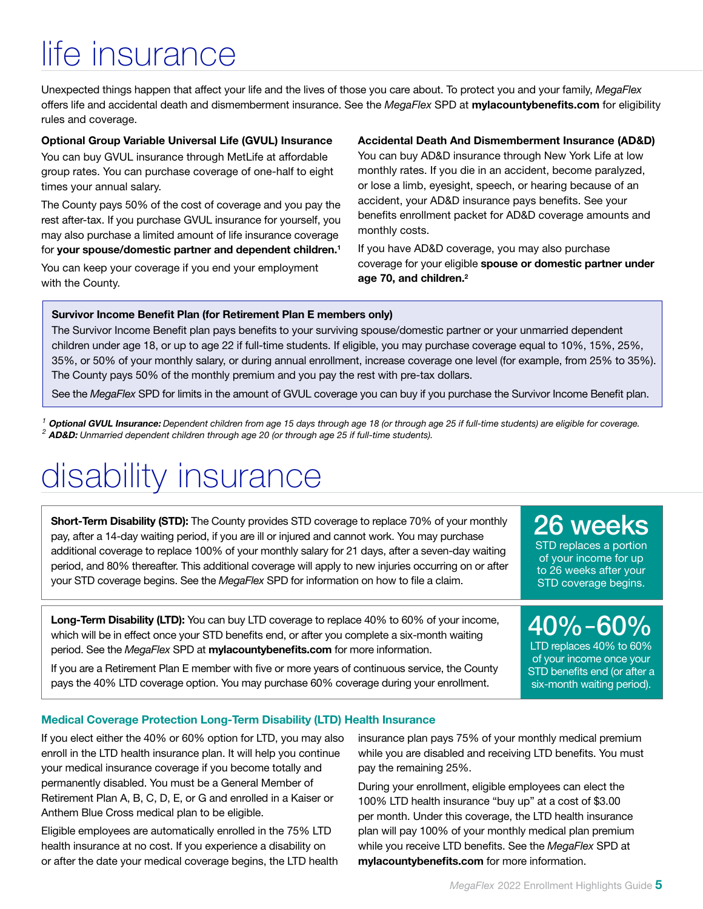# life insurance

Unexpected things happen that affect your life and the lives of those you care about. To protect you and your family, *MegaFlex* offers life and accidental death and dismemberment insurance. See the *MegaFlex* SPD at **mylacountybenefits.com** for eligibility rules and coverage.

**Optional Group Variable Universal Life (GVUL) Insurance**

You can buy GVUL insurance through MetLife at affordable group rates. You can purchase coverage of one-half to eight times your annual salary.

The County pays 50% of the cost of coverage and you pay the rest after-tax. If you purchase GVUL insurance for yourself, you may also purchase a limited amount of life insurance coverage for **your spouse/domestic partner and dependent children.**[1]

You can keep your coverage if you end your employment with the County.

**Accidental Death And Dismemberment Insurance (AD&D)**

You can buy AD&D insurance through New York Life at low monthly rates. If you die in an accident, become paralyzed, or lose a limb, eyesight, speech, or hearing because of an accident, your AD&D insurance pays benefits. See your benefits enrollment packet for AD&D coverage amounts and monthly costs.

If you have AD&D coverage, you may also purchase coverage for your eligible **spouse or domestic partner under age 70, and children.**[2]

**Survivor Income Benefit Plan (for Retirement Plan E members only)**

The Survivor Income Benefit plan pays benefits to your surviving spouse/domestic partner or your unmarried dependent children under age 18, or up to age 22 if full-time students. If eligible, you may purchase coverage equal to 10%, 15%, 25%, 35%, or 50% of your monthly salary, or during annual enrollment, increase coverage one level (for example, from 25% to 35%). The County pays 50% of the monthly premium and you pay the rest with pre-tax dollars.

See the *MegaFlex* SPD for limits in the amount of GVUL coverage you can buy if you purchase the Survivor Income Benefit plan.

[1] ***Optional GVUL Insurance:*** *Dependent children from age 15 days through age 18 (or through age 25 if full-time students) are eligible for coverage.*
[2] ***AD&D:*** *Unmarried dependent children through age 20 (or through age 25 if full-time students).*

# disability insurance

**Short-Term Disability (STD):** The County provides STD coverage to replace 70% of your monthly pay, after a 14-day waiting period, if you are ill or injured and cannot work. You may purchase additional coverage to replace 100% of your monthly salary for 21 days, after a seven-day waiting period, and 80% thereafter. This additional coverage will apply to new injuries occurring on or after your STD coverage begins. See the *MegaFlex* SPD for information on how to file a claim.

**26 weeks**
STD replaces a portion of your income for up to 26 weeks after your STD coverage begins.

**Long-Term Disability (LTD):** You can buy LTD coverage to replace 40% to 60% of your income, which will be in effect once your STD benefits end, or after you complete a six-month waiting period. See the *MegaFlex* SPD at **mylacountybenefits.com** for more information.

If you are a Retirement Plan E member with five or more years of continuous service, the County pays the 40% LTD coverage option. You may purchase 60% coverage during your enrollment.

**40%–60%**
LTD replaces 40% to 60% of your income once your STD benefits end (or after a six-month waiting period).

### Medical Coverage Protection Long-Term Disability (LTD) Health Insurance

If you elect either the 40% or 60% option for LTD, you may also enroll in the LTD health insurance plan. It will help you continue your medical insurance coverage if you become totally and permanently disabled. You must be a General Member of Retirement Plan A, B, C, D, E, or G and enrolled in a Kaiser or Anthem Blue Cross medical plan to be eligible.

Eligible employees are automatically enrolled in the 75% LTD health insurance at no cost. If you experience a disability on or after the date your medical coverage begins, the LTD health insurance plan pays 75% of your monthly medical premium while you are disabled and receiving LTD benefits. You must pay the remaining 25%.

During your enrollment, eligible employees can elect the 100% LTD health insurance "buy up" at a cost of $3.00 per month. Under this coverage, the LTD health insurance plan will pay 100% of your monthly medical plan premium while you receive LTD benefits. See the *MegaFlex* SPD at **mylacountybenefits.com** for more information.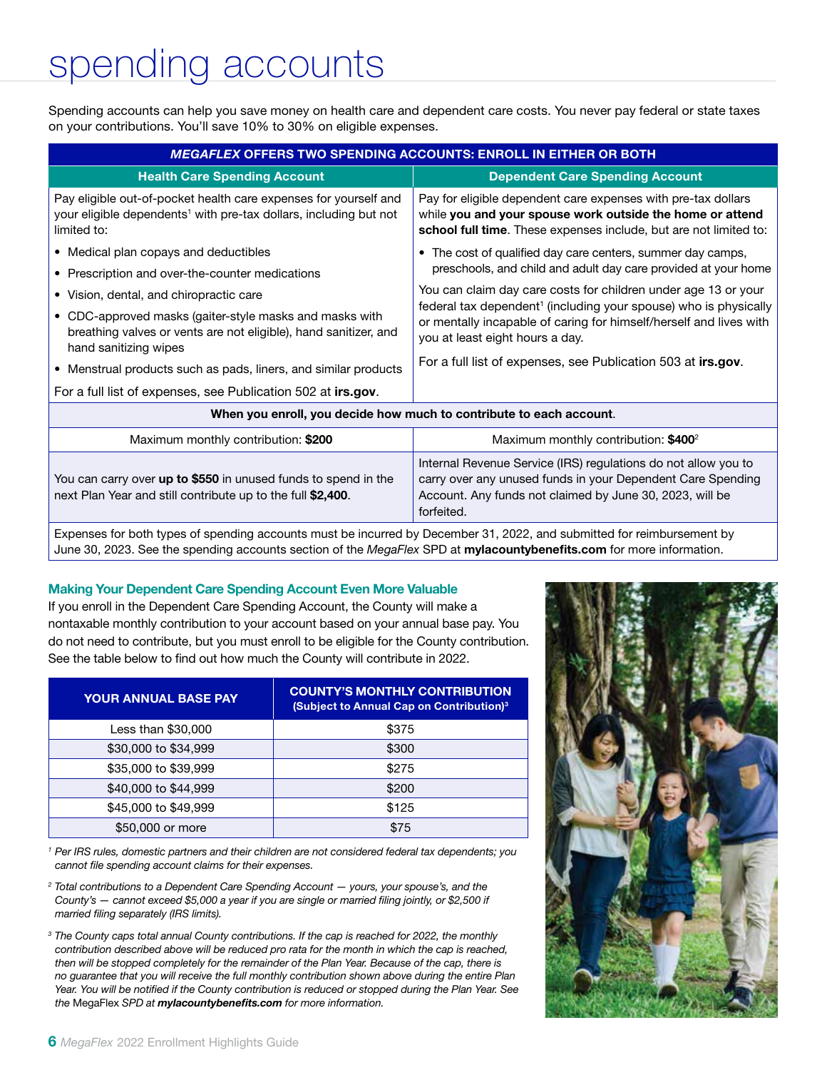# spending accounts

Spending accounts can help you save money on health care and dependent care costs. You never pay federal or state taxes on your contributions. You'll save 10% to 30% on eligible expenses.

| ***MEGAFLEX*** **OFFERS TWO SPENDING ACCOUNTS: ENROLL IN EITHER OR BOTH** | |
|---|---|
| **Health Care Spending Account** | **Dependent Care Spending Account** |
| Pay eligible out-of-pocket health care expenses for yourself and your eligible dependents[1] with pre-tax dollars, including but not limited to:<br>• Medical plan copays and deductibles<br>• Prescription and over-the-counter medications<br>• Vision, dental, and chiropractic care<br>• CDC-approved masks (gaiter-style masks and masks with breathing valves or vents are not eligible), hand sanitizer, and hand sanitizing wipes<br>• Menstrual products such as pads, liners, and similar products<br>For a full list of expenses, see Publication 502 at **irs.gov**. | Pay for eligible dependent care expenses with pre-tax dollars while **you and your spouse work outside the home or attend school full time**. These expenses include, but are not limited to:<br>• The cost of qualified day care centers, summer day camps, preschools, and child and adult day care provided at your home<br>You can claim day care costs for children under age 13 or your federal tax dependent[1] (including your spouse) who is physically or mentally incapable of caring for himself/herself and lives with you at least eight hours a day.<br>For a full list of expenses, see Publication 503 at **irs.gov**. |
| **When you enroll, you decide how much to contribute to each account.** | |
| Maximum monthly contribution: **$200** | Maximum monthly contribution: **$400**[2] |
| You can carry over **up to $550** in unused funds to spend in the next Plan Year and still contribute up to the full **$2,400**. | Internal Revenue Service (IRS) regulations do not allow you to carry over any unused funds in your Dependent Care Spending Account. Any funds not claimed by June 30, 2023, will be forfeited. |
| Expenses for both types of spending accounts must be incurred by December 31, 2022, and submitted for reimbursement by June 30, 2023. See the spending accounts section of the *MegaFlex* SPD at **mylacountybenefits.com** for more information. | |

### Making Your Dependent Care Spending Account Even More Valuable

If you enroll in the Dependent Care Spending Account, the County will make a nontaxable monthly contribution to your account based on your annual base pay. You do not need to contribute, but you must enroll to be eligible for the County contribution. See the table below to find out how much the County will contribute in 2022.

| YOUR ANNUAL BASE PAY | COUNTY'S MONTHLY CONTRIBUTION (Subject to Annual Cap on Contribution)[3] |
|---|---|
| Less than $30,000 | $375 |
| $30,000 to $34,999 | $300 |
| $35,000 to $39,999 | $275 |
| $40,000 to $44,999 | $200 |
| $45,000 to $49,999 | $125 |
| $50,000 or more | $75 |

*[1] Per IRS rules, domestic partners and their children are not considered federal tax dependents; you cannot file spending account claims for their expenses.*

*[2] Total contributions to a Dependent Care Spending Account — yours, your spouse's, and the County's — cannot exceed $5,000 a year if you are single or married filing jointly, or $2,500 if married filing separately (IRS limits).*

*[3] The County caps total annual County contributions. If the cap is reached for 2022, the monthly contribution described above will be reduced pro rata for the month in which the cap is reached, then will be stopped completely for the remainder of the Plan Year. Because of the cap, there is no guarantee that you will receive the full monthly contribution shown above during the entire Plan Year. You will be notified if the County contribution is reduced or stopped during the Plan Year. See the* MegaFlex *SPD at **mylacountybenefits.com** for more information.*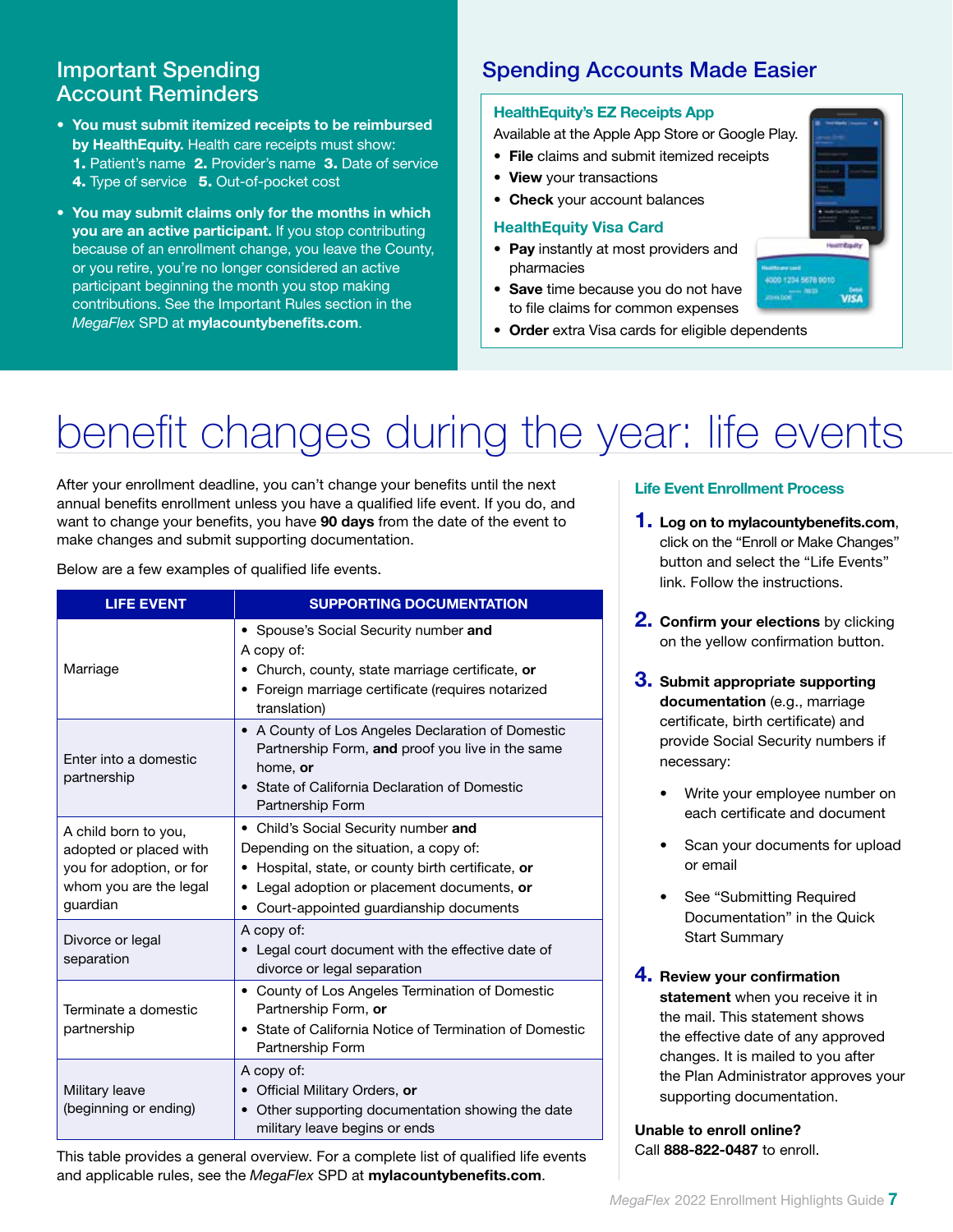## Important Spending Account Reminders

- **You must submit itemized receipts to be reimbursed by HealthEquity.** Health care receipts must show: **1.** Patient's name **2.** Provider's name **3.** Date of service **4.** Type of service **5.** Out-of-pocket cost
- **You may submit claims only for the months in which you are an active participant.** If you stop contributing because of an enrollment change, you leave the County, or you retire, you're no longer considered an active participant beginning the month you stop making contributions. See the Important Rules section in the *MegaFlex* SPD at **mylacountybenefits.com**.

## Spending Accounts Made Easier

### HealthEquity's EZ Receipts App

Available at the Apple App Store or Google Play.

- **File** claims and submit itemized receipts
- **View** your transactions
- **Check** your account balances

### HealthEquity Visa Card

- **Pay** instantly at most providers and pharmacies
- **Save** time because you do not have to file claims for common expenses
- **Order** extra Visa cards for eligible dependents

# benefit changes during the year: life events

After your enrollment deadline, you can't change your benefits until the next annual benefits enrollment unless you have a qualified life event. If you do, and want to change your benefits, you have **90 days** from the date of the event to make changes and submit supporting documentation.

Below are a few examples of qualified life events.

| LIFE EVENT | SUPPORTING DOCUMENTATION |
|---|---|
| Marriage | • Spouse's Social Security number **and**<br>A copy of:<br>• Church, county, state marriage certificate, **or**<br>• Foreign marriage certificate (requires notarized translation) |
| Enter into a domestic partnership | • A County of Los Angeles Declaration of Domestic Partnership Form, **and** proof you live in the same home, **or**<br>• State of California Declaration of Domestic Partnership Form |
| A child born to you, adopted or placed with you for adoption, or for whom you are the legal guardian | • Child's Social Security number **and**<br>Depending on the situation, a copy of:<br>• Hospital, state, or county birth certificate, **or**<br>• Legal adoption or placement documents, **or**<br>• Court-appointed guardianship documents |
| Divorce or legal separation | A copy of:<br>• Legal court document with the effective date of divorce or legal separation |
| Terminate a domestic partnership | • County of Los Angeles Termination of Domestic Partnership Form, **or**<br>• State of California Notice of Termination of Domestic Partnership Form |
| Military leave (beginning or ending) | A copy of:<br>• Official Military Orders, **or**<br>• Other supporting documentation showing the date military leave begins or ends |

This table provides a general overview. For a complete list of qualified life events and applicable rules, see the *MegaFlex* SPD at **mylacountybenefits.com**.

### Life Event Enrollment Process

1. **Log on to mylacountybenefits.com**, click on the "Enroll or Make Changes" button and select the "Life Events" link. Follow the instructions.
2. **Confirm your elections** by clicking on the yellow confirmation button.
3. **Submit appropriate supporting documentation** (e.g., marriage certificate, birth certificate) and provide Social Security numbers if necessary:
   - Write your employee number on each certificate and document
   - Scan your documents for upload or email
   - See "Submitting Required Documentation" in the Quick Start Summary
4. **Review your confirmation statement** when you receive it in the mail. This statement shows the effective date of any approved changes. It is mailed to you after the Plan Administrator approves your supporting documentation.

**Unable to enroll online?**
Call **888-822-0487** to enroll.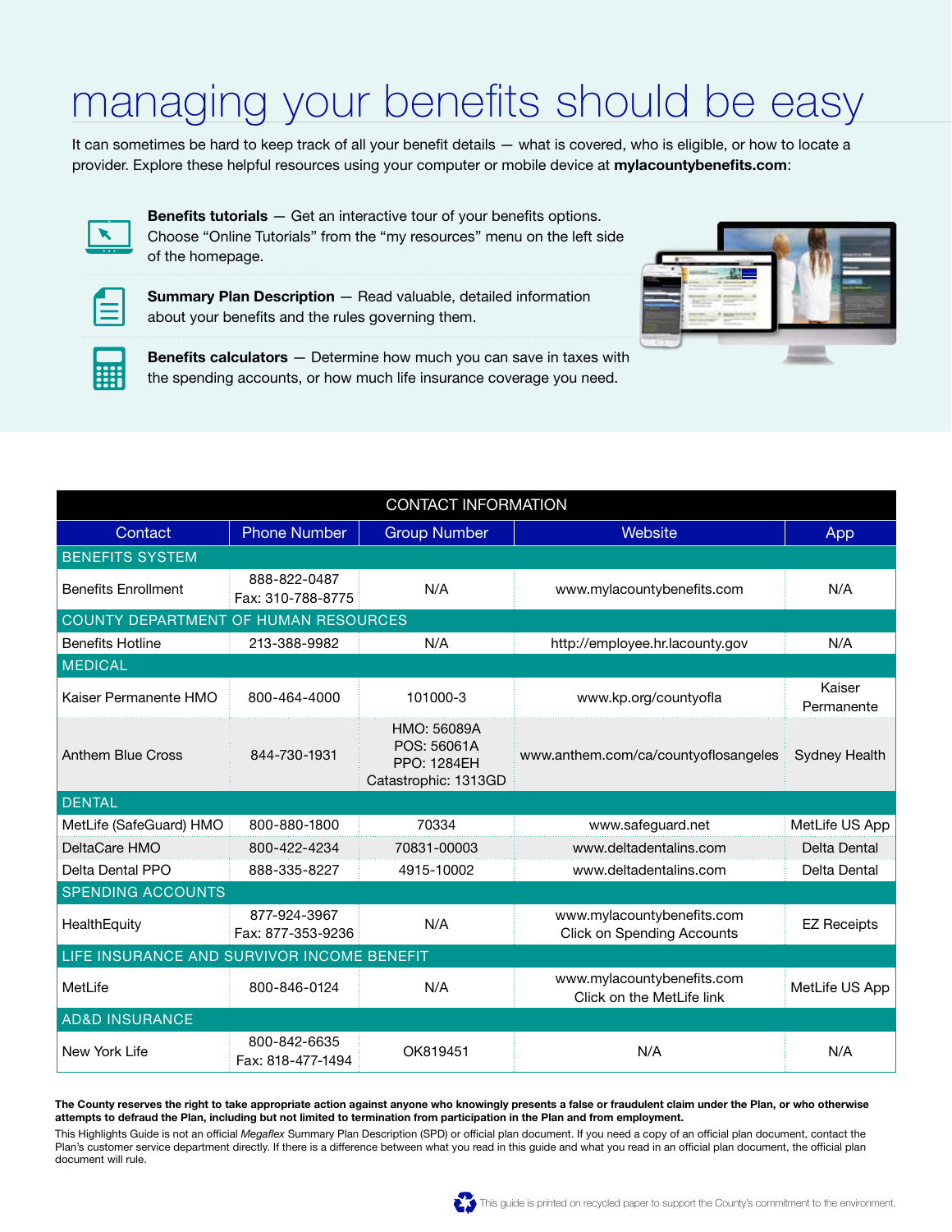# managing your benefits should be easy

It can sometimes be hard to keep track of all your benefit details — what is covered, who is eligible, or how to locate a provider. Explore these helpful resources using your computer or mobile device at **mylacountybenefits.com**:

**Benefits tutorials** — Get an interactive tour of your benefits options. Choose "Online Tutorials" from the "my resources" menu on the left side of the homepage.

**Summary Plan Description** — Read valuable, detailed information about your benefits and the rules governing them.

**Benefits calculators** — Determine how much you can save in taxes with the spending accounts, or how much life insurance coverage you need.

| CONTACT INFORMATION | | | | |
|---|---|---|---|---|
| **Contact** | **Phone Number** | **Group Number** | **Website** | **App** |
| **BENEFITS SYSTEM** | | | | |
| Benefits Enrollment | 888-822-0487<br>Fax: 310-788-8775 | N/A | www.mylacountybenefits.com | N/A |
| **COUNTY DEPARTMENT OF HUMAN RESOURCES** | | | | |
| Benefits Hotline | 213-388-9982 | N/A | http://employee.hr.lacounty.gov | N/A |
| **MEDICAL** | | | | |
| Kaiser Permanente HMO | 800-464-4000 | 101000-3 | www.kp.org/countyofla | Kaiser Permanente |
| Anthem Blue Cross | 844-730-1931 | HMO: 56089A<br>POS: 56061A<br>PPO: 1284EH<br>Catastrophic: 1313GD | www.anthem.com/ca/countyoflosangeles | Sydney Health |
| **DENTAL** | | | | |
| MetLife (SafeGuard) HMO | 800-880-1800 | 70334 | www.safeguard.net | MetLife US App |
| DeltaCare HMO | 800-422-4234 | 70831-00003 | www.deltadentalins.com | Delta Dental |
| Delta Dental PPO | 888-335-8227 | 4915-10002 | www.deltadentalins.com | Delta Dental |
| **SPENDING ACCOUNTS** | | | | |
| HealthEquity | 877-924-3967<br>Fax: 877-353-9236 | N/A | www.mylacountybenefits.com<br>Click on Spending Accounts | EZ Receipts |
| **LIFE INSURANCE AND SURVIVOR INCOME BENEFIT** | | | | |
| MetLife | 800-846-0124 | N/A | www.mylacountybenefits.com<br>Click on the MetLife link | MetLife US App |
| **AD&D INSURANCE** | | | | |
| New York Life | 800-842-6635<br>Fax: 818-477-1494 | OK819451 | N/A | N/A |

**The County reserves the right to take appropriate action against anyone who knowingly presents a false or fraudulent claim under the Plan, or who otherwise attempts to defraud the Plan, including but not limited to termination from participation in the Plan and from employment.**

This Highlights Guide is not an official *Megaflex* Summary Plan Description (SPD) or official plan document. If you need a copy of an official plan document, contact the Plan's customer service department directly. If there is a difference between what you read in this guide and what you read in an official plan document, the official plan document will rule.

This guide is printed on recycled paper to support the County's commitment to the environment.